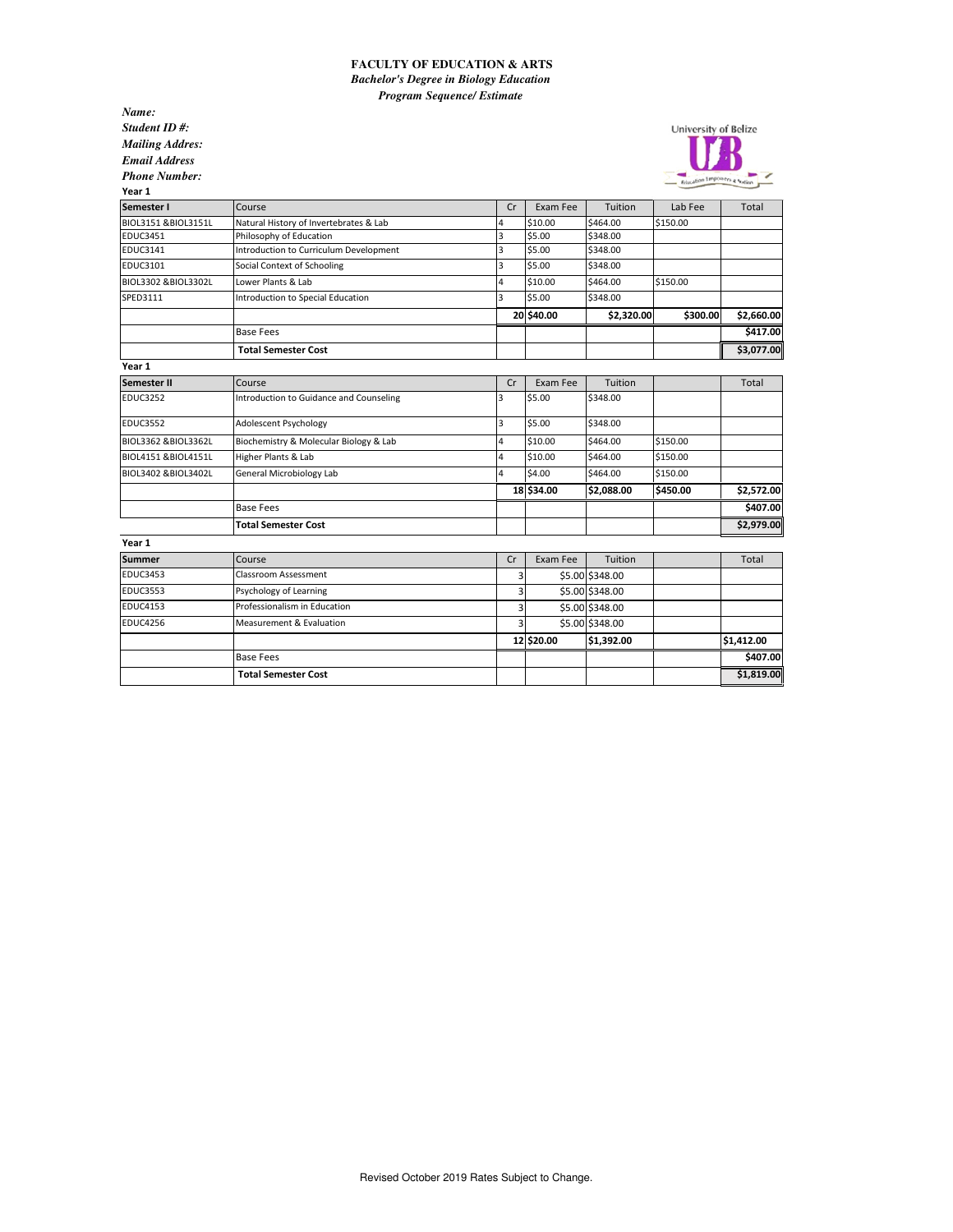**FACULTY OF EDUCATION & ARTS**

***Bachelor's Degree in Biology Education***

***Program Sequence/ Estimate***

***Name:***

***Student ID #:***

***Mailing Addres:***

***Email Address***

***Phone Number:***

University of Belize

**Year 1**

| Semester I | Course | Cr | Exam Fee | Tuition | Lab Fee | Total |
|---|---|---|---|---|---|---|
| BIOL3151 &BIOL3151L | Natural History of Invertebrates & Lab | 4 | $10.00 | $464.00 | $150.00 | |
| EDUC3451 | Philosophy of Education | 3 | $5.00 | $348.00 | | |
| EDUC3141 | Introduction to Curriculum Development | 3 | $5.00 | $348.00 | | |
| EDUC3101 | Social Context of Schooling | 3 | $5.00 | $348.00 | | |
| BIOL3302 &BIOL3302L | Lower Plants & Lab | 4 | $10.00 | $464.00 | $150.00 | |
| SPED3111 | Introduction to Special Education | 3 | $5.00 | $348.00 | | |
| | | **20** | **$40.00** | **$2,320.00** | **$300.00** | **$2,660.00** |
| | Base Fees | | | | | **$417.00** |
| | **Total Semester Cost** | | | | | **$3,077.00** |

**Year 1**

| Semester II | Course | Cr | Exam Fee | Tuition | | Total |
|---|---|---|---|---|---|---|
| EDUC3252 | Introduction to Guidance and Counseling | 3 | $5.00 | $348.00 | | |
| EDUC3552 | Adolescent Psychology | 3 | $5.00 | $348.00 | | |
| BIOL3362 &BIOL3362L | Biochemistry & Molecular Biology & Lab | 4 | $10.00 | $464.00 | $150.00 | |
| BIOL4151 &BIOL4151L | Higher Plants & Lab | 4 | $10.00 | $464.00 | $150.00 | |
| BIOL3402 &BIOL3402L | General Microbiology Lab | 4 | $4.00 | $464.00 | $150.00 | |
| | | **18** | **$34.00** | **$2,088.00** | **$450.00** | **$2,572.00** |
| | Base Fees | | | | | **$407.00** |
| | **Total Semester Cost** | | | | | **$2,979.00** |

**Year 1**

| Summer | Course | Cr | Exam Fee | Tuition | | Total |
|---|---|---|---|---|---|---|
| EDUC3453 | Classroom Assessment | 3 | $5.00 | $348.00 | | |
| EDUC3553 | Psychology of Learning | 3 | $5.00 | $348.00 | | |
| EDUC4153 | Professionalism in Education | 3 | $5.00 | $348.00 | | |
| EDUC4256 | Measurement & Evaluation | 3 | $5.00 | $348.00 | | |
| | | **12** | **$20.00** | **$1,392.00** | | **$1,412.00** |
| | Base Fees | | | | | **$407.00** |
| | **Total Semester Cost** | | | | | **$1,819.00** |

Revised October 2019 Rates Subject to Change.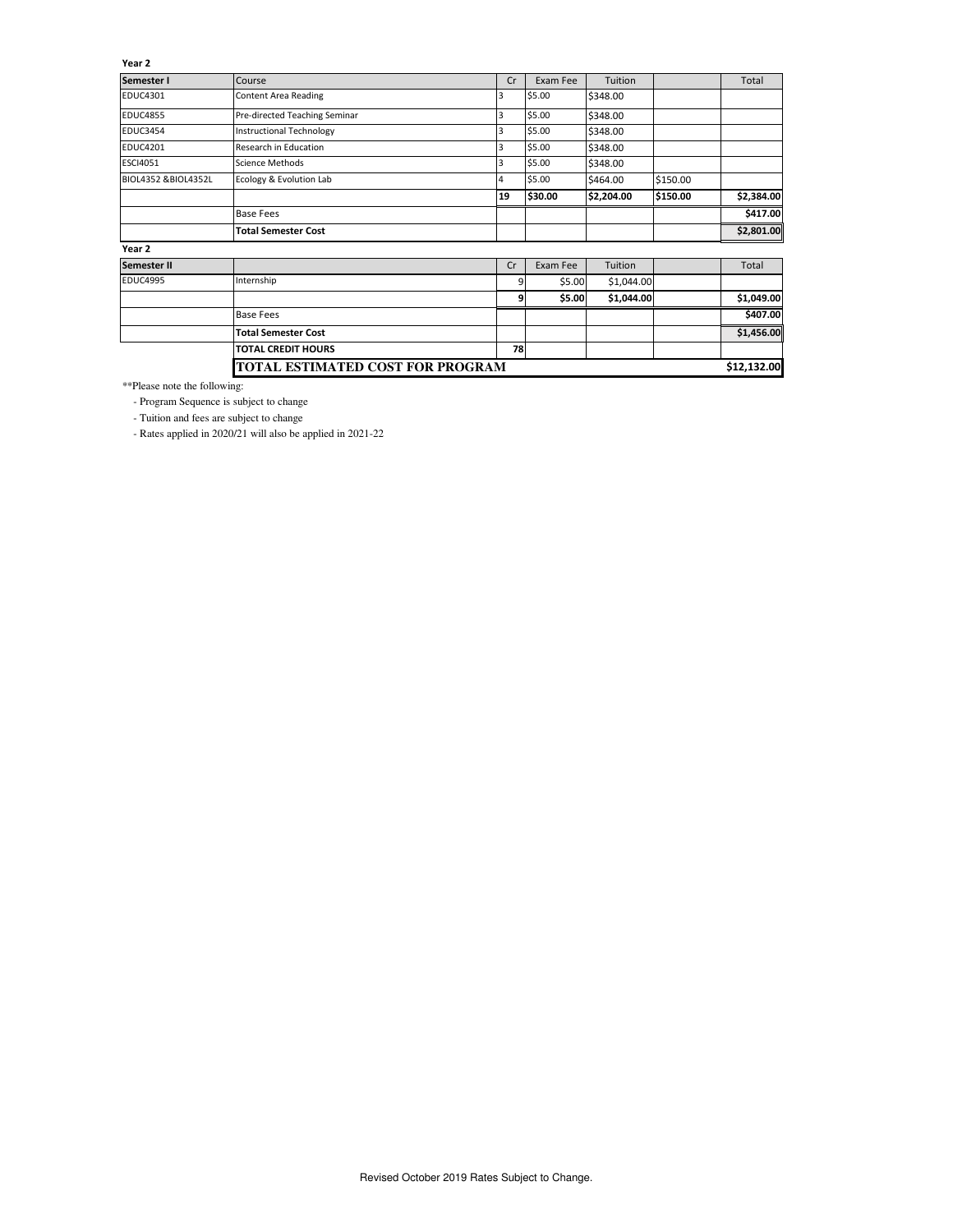**Year 2**

| Semester I | Course | Cr | Exam Fee | Tuition | | Total |
|---|---|---|---|---|---|---|
| EDUC4301 | Content Area Reading | 3 | $5.00 | $348.00 | | |
| EDUC4855 | Pre-directed Teaching Seminar | 3 | $5.00 | $348.00 | | |
| EDUC3454 | Instructional Technology | 3 | $5.00 | $348.00 | | |
| EDUC4201 | Research in Education | 3 | $5.00 | $348.00 | | |
| ESCI4051 | Science Methods | 3 | $5.00 | $348.00 | | |
| BIOL4352 &BIOL4352L | Ecology & Evolution Lab | 4 | $5.00 | $464.00 | $150.00 | |
| | | **19** | **$30.00** | **$2,204.00** | **$150.00** | **$2,384.00** |
| | Base Fees | | | | | **$417.00** |
| | **Total Semester Cost** | | | | | **$2,801.00** |

**Year 2**

| Semester II | | Cr | Exam Fee | Tuition | | Total |
|---|---|---|---|---|---|---|
| EDUC4995 | Internship | 9 | $5.00 | $1,044.00 | | |
| | | **9** | **$5.00** | **$1,044.00** | | **$1,049.00** |
| | Base Fees | | | | | **$407.00** |
| | **Total Semester Cost** | | | | | **$1,456.00** |
| | **TOTAL CREDIT HOURS** | **78** | | | | |
| | **TOTAL ESTIMATED COST FOR PROGRAM** | | | | | **$12,132.00** |

**Please note the following:

- Program Sequence is subject to change
- Tuition and fees are subject to change
- Rates applied in 2020/21 will also be applied in 2021-22

Revised October 2019 Rates Subject to Change.